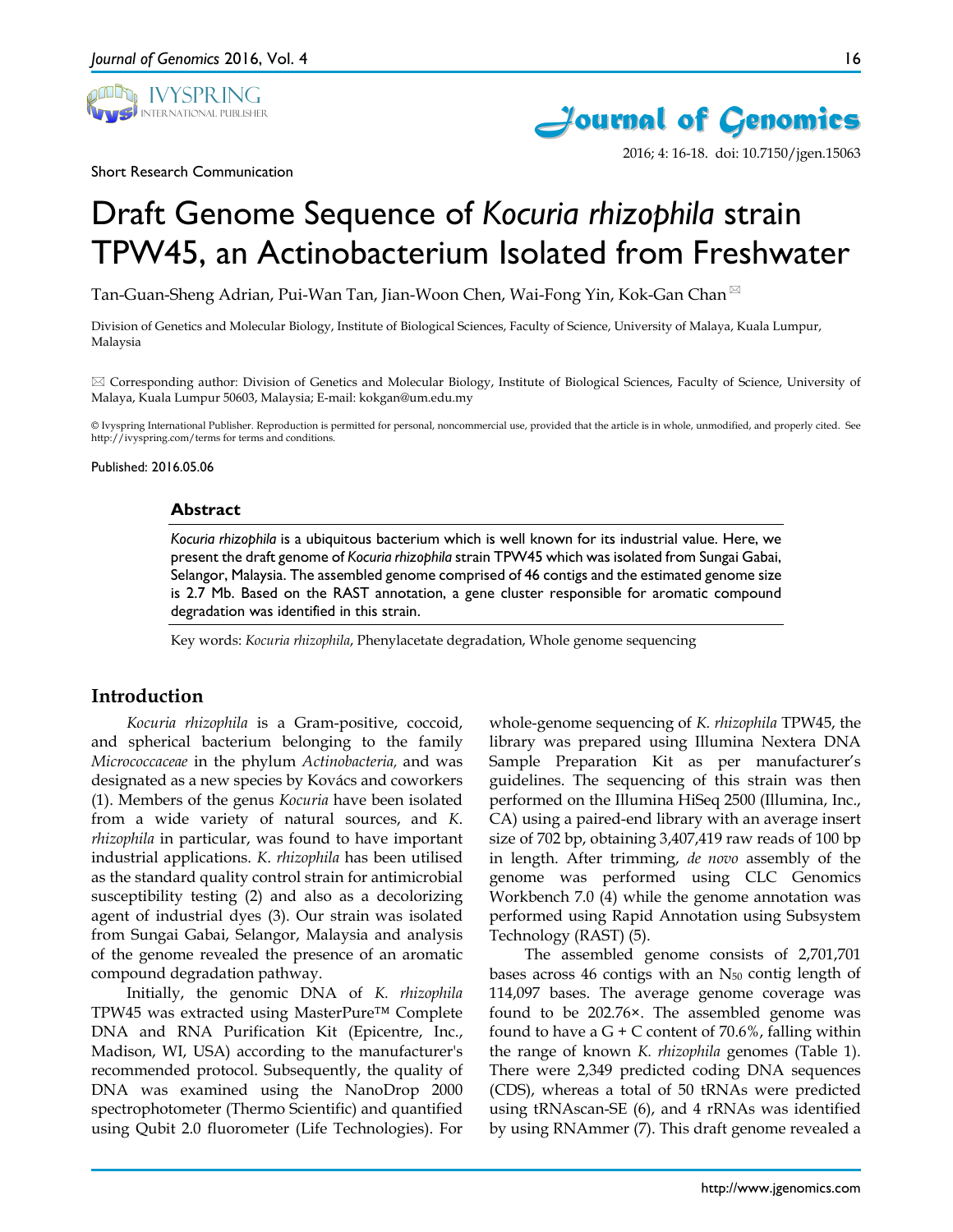Short Research Communication

# Draft Genome Sequence of *Kocuria rhizophila* strain TPW45, an Actinobacterium Isolated from Freshwater

Tan-Guan-Sheng Adrian, Pui-Wan Tan, Jian-Woon Chen, Wai-Fong Yin, Kok-Gan Chan ✉

Division of Genetics and Molecular Biology, Institute of Biological Sciences, Faculty of Science, University of Malaya, Kuala Lumpur, Malaysia

✉ Corresponding author: Division of Genetics and Molecular Biology, Institute of Biological Sciences, Faculty of Science, University of Malaya, Kuala Lumpur 50603, Malaysia; E-mail: kokgan@um.edu.my

© Ivyspring International Publisher. Reproduction is permitted for personal, noncommercial use, provided that the article is in whole, unmodified, and properly cited. See http://ivyspring.com/terms for terms and conditions.

Published: 2016.05.06

## Abstract

*Kocuria rhizophila* is a ubiquitous bacterium which is well known for its industrial value. Here, we present the draft genome of *Kocuria rhizophila* strain TPW45 which was isolated from Sungai Gabai, Selangor, Malaysia. The assembled genome comprised of 46 contigs and the estimated genome size is 2.7 Mb. Based on the RAST annotation, a gene cluster responsible for aromatic compound degradation was identified in this strain.

Key words: *Kocuria rhizophila*, Phenylacetate degradation, Whole genome sequencing

## Introduction

*Kocuria rhizophila* is a Gram-positive, coccoid, and spherical bacterium belonging to the family *Micrococcaceae* in the phylum *Actinobacteria,* and was designated as a new species by Kovács and coworkers (1). Members of the genus *Kocuria* have been isolated from a wide variety of natural sources, and *K. rhizophila* in particular, was found to have important industrial applications. *K. rhizophila* has been utilised as the standard quality control strain for antimicrobial susceptibility testing (2) and also as a decolorizing agent of industrial dyes (3). Our strain was isolated from Sungai Gabai, Selangor, Malaysia and analysis of the genome revealed the presence of an aromatic compound degradation pathway.

Initially, the genomic DNA of *K. rhizophila* TPW45 was extracted using MasterPure™ Complete DNA and RNA Purification Kit (Epicentre, Inc., Madison, WI, USA) according to the manufacturer's recommended protocol. Subsequently, the quality of DNA was examined using the NanoDrop 2000 spectrophotometer (Thermo Scientific) and quantified using Qubit 2.0 fluorometer (Life Technologies). For whole-genome sequencing of *K. rhizophila* TPW45, the library was prepared using Illumina Nextera DNA Sample Preparation Kit as per manufacturer's guidelines. The sequencing of this strain was then performed on the Illumina HiSeq 2500 (Illumina, Inc., CA) using a paired-end library with an average insert size of 702 bp, obtaining 3,407,419 raw reads of 100 bp in length. After trimming, *de novo* assembly of the genome was performed using CLC Genomics Workbench 7.0 (4) while the genome annotation was performed using Rapid Annotation using Subsystem Technology (RAST) (5).

The assembled genome consists of 2,701,701 bases across 46 contigs with an $N_{50}$ contig length of 114,097 bases. The average genome coverage was found to be 202.76×. The assembled genome was found to have a G + C content of 70.6%, falling within the range of known *K. rhizophila* genomes (Table 1). There were 2,349 predicted coding DNA sequences (CDS), whereas a total of 50 tRNAs were predicted using tRNAscan-SE (6), and 4 rRNAs was identified by using RNAmmer (7). This draft genome revealed a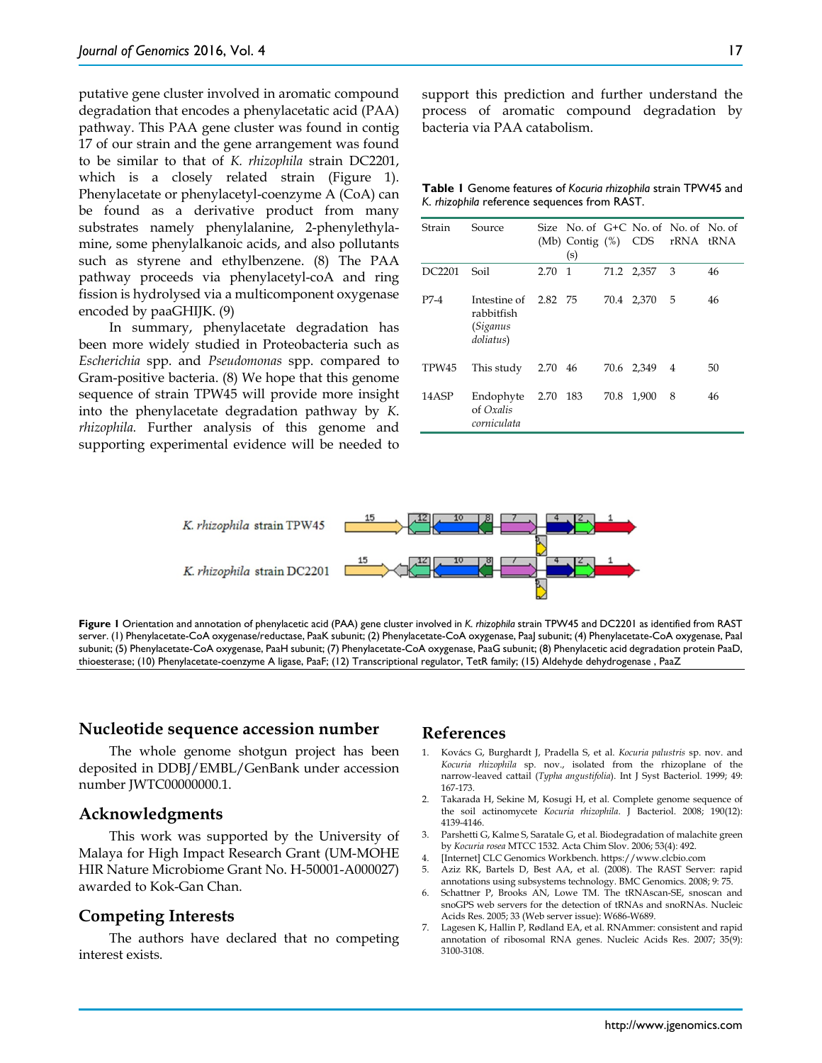putative gene cluster involved in aromatic compound degradation that encodes a phenylacetatic acid (PAA) pathway. This PAA gene cluster was found in contig 17 of our strain and the gene arrangement was found to be similar to that of *K. rhizophila* strain DC2201, which is a closely related strain (Figure 1). Phenylacetate or phenylacetyl-coenzyme A (CoA) can be found as a derivative product from many substrates namely phenylalanine, 2-phenylethylamine, some phenylalkanoic acids, and also pollutants such as styrene and ethylbenzene. (8) The PAA pathway proceeds via phenylacetyl-coA and ring fission is hydrolysed via a multicomponent oxygenase encoded by paaGHIJK. (9)

In summary, phenylacetate degradation has been more widely studied in Proteobacteria such as *Escherichia* spp. and *Pseudomonas* spp. compared to Gram-positive bacteria. (8) We hope that this genome sequence of strain TPW45 will provide more insight into the phenylacetate degradation pathway by *K. rhizophila*. Further analysis of this genome and supporting experimental evidence will be needed to support this prediction and further understand the process of aromatic compound degradation by bacteria via PAA catabolism.

**Table 1** Genome features of *Kocuria rhizophila* strain TPW45 and *K. rhizophila* reference sequences from RAST.

| Strain | Source | Size (Mb) | No. of Contig (s) | G+C (%) | No. of CDS | No. of rRNA | No. of tRNA |
|---|---|---|---|---|---|---|---|
| DC2201 | Soil | 2.70 | 1 | 71.2 | 2,357 | 3 | 46 |
| P7-4 | Intestine of rabbitfish (*Siganus doliatus*) | 2.82 | 75 | 70.4 | 2,370 | 5 | 46 |
| TPW45 | This study | 2.70 | 46 | 70.6 | 2,349 | 4 | 50 |
| 14ASP | Endophyte of *Oxalis corniculata* | 2.70 | 183 | 70.8 | 1,900 | 8 | 46 |

**Figure 1** Orientation and annotation of phenylacetic acid (PAA) gene cluster involved in *K. rhizophila* strain TPW45 and DC2201 as identified from RAST server. (1) Phenylacetate-CoA oxygenase/reductase, PaaK subunit; (2) Phenylacetate-CoA oxygenase, PaaJ subunit; (4) Phenylacetate-CoA oxygenase, PaaI subunit; (5) Phenylacetate-CoA oxygenase, PaaH subunit; (7) Phenylacetate-CoA oxygenase, PaaG subunit; (8) Phenylacetic acid degradation protein PaaD, thioesterase; (10) Phenylacetate-coenzyme A ligase, PaaF; (12) Transcriptional regulator, TetR family; (15) Aldehyde dehydrogenase , PaaZ

## Nucleotide sequence accession number

The whole genome shotgun project has been deposited in DDBJ/EMBL/GenBank under accession number JWTC00000000.1.

## Acknowledgments

This work was supported by the University of Malaya for High Impact Research Grant (UM-MOHE HIR Nature Microbiome Grant No. H-50001-A000027) awarded to Kok-Gan Chan.

## Competing Interests

The authors have declared that no competing interest exists.

## References

1. Kovács G, Burghardt J, Pradella S, et al. *Kocuria palustris* sp. nov. and *Kocuria rhizophila* sp. nov., isolated from the rhizoplane of the narrow-leaved cattail (*Typha angustifolia*). Int J Syst Bacteriol. 1999; 49: 167-173.
2. Takarada H, Sekine M, Kosugi H, et al. Complete genome sequence of the soil actinomycete *Kocuria rhizophila*. J Bacteriol. 2008; 190(12): 4139-4146.
3. Parshetti G, Kalme S, Saratale G, et al. Biodegradation of malachite green by *Kocuria rosea* MTCC 1532. Acta Chim Slov. 2006; 53(4): 492.
4. [Internet] CLC Genomics Workbench. https://www.clcbio.com
5. Aziz RK, Bartels D, Best AA, et al. (2008). The RAST Server: rapid annotations using subsystems technology. BMC Genomics. 2008; 9: 75.
6. Schattner P, Brooks AN, Lowe TM. The tRNAscan-SE, snoscan and snoGPS web servers for the detection of tRNAs and snoRNAs. Nucleic Acids Res. 2005; 33 (Web server issue): W686-W689.
7. Lagesen K, Hallin P, Rødland EA, et al. RNAmmer: consistent and rapid annotation of ribosomal RNA genes. Nucleic Acids Res. 2007; 35(9): 3100-3108.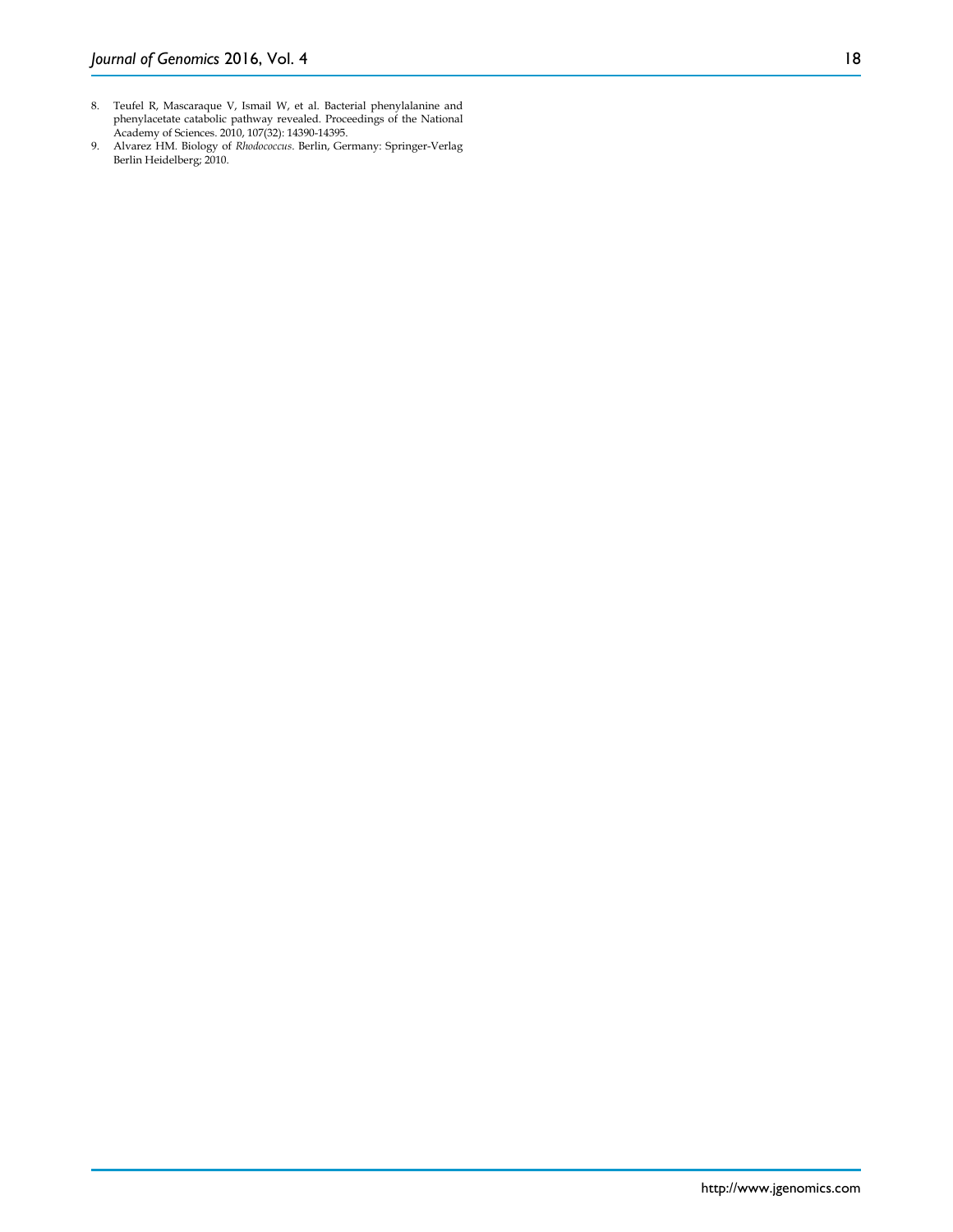8. Teufel R, Mascaraque V, Ismail W, et al. Bacterial phenylalanine and phenylacetate catabolic pathway revealed. Proceedings of the National Academy of Sciences. 2010, 107(32): 14390-14395.
9. Alvarez HM. Biology of *Rhodococcus*. Berlin, Germany: Springer-Verlag Berlin Heidelberg; 2010.